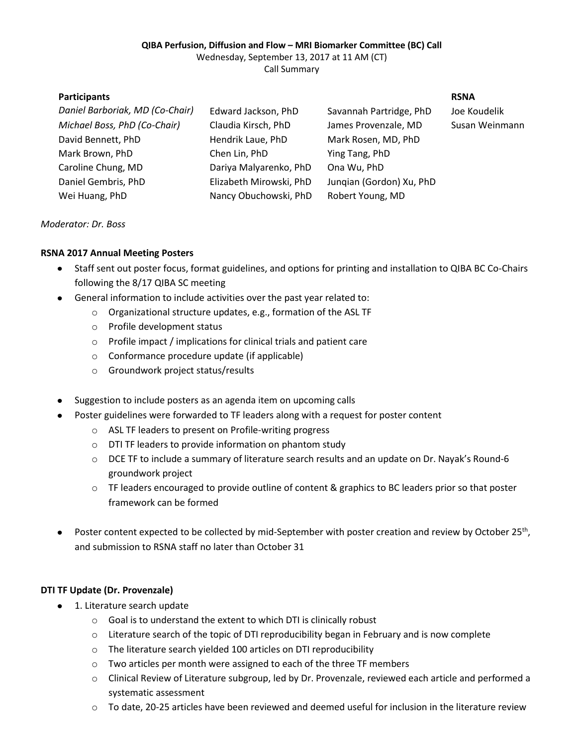**QIBA Perfusion, Diffusion and Flow – MRI Biomarker Committee (BC) Call**
Wednesday, September 13, 2017 at 11 AM (CT)
Call Summary

| **Participants** | | | **RSNA** |
|---|---|---|---|
| *Daniel Barboriak, MD (Co-Chair)* | Edward Jackson, PhD | Savannah Partridge, PhD | Joe Koudelik |
| *Michael Boss, PhD (Co-Chair)* | Claudia Kirsch, PhD | James Provenzale, MD | Susan Weinmann |
| David Bennett, PhD | Hendrik Laue, PhD | Mark Rosen, MD, PhD | |
| Mark Brown, PhD | Chen Lin, PhD | Ying Tang, PhD | |
| Caroline Chung, MD | Dariya Malyarenko, PhD | Ona Wu, PhD | |
| Daniel Gembris, PhD | Elizabeth Mirowski, PhD | Junqian (Gordon) Xu, PhD | |
| Wei Huang, PhD | Nancy Obuchowski, PhD | Robert Young, MD | |

*Moderator: Dr. Boss*

**RSNA 2017 Annual Meeting Posters**

- Staff sent out poster focus, format guidelines, and options for printing and installation to QIBA BC Co-Chairs following the 8/17 QIBA SC meeting
- General information to include activities over the past year related to:
  - Organizational structure updates, e.g., formation of the ASL TF
  - Profile development status
  - Profile impact / implications for clinical trials and patient care
  - Conformance procedure update (if applicable)
  - Groundwork project status/results
- Suggestion to include posters as an agenda item on upcoming calls
- Poster guidelines were forwarded to TF leaders along with a request for poster content
  - ASL TF leaders to present on Profile-writing progress
  - DTI TF leaders to provide information on phantom study
  - DCE TF to include a summary of literature search results and an update on Dr. Nayak's Round-6 groundwork project
  - TF leaders encouraged to provide outline of content & graphics to BC leaders prior so that poster framework can be formed
- Poster content expected to be collected by mid-September with poster creation and review by October 25th, and submission to RSNA staff no later than October 31

**DTI TF Update (Dr. Provenzale)**

- 1. Literature search update
  - Goal is to understand the extent to which DTI is clinically robust
  - Literature search of the topic of DTI reproducibility began in February and is now complete
  - The literature search yielded 100 articles on DTI reproducibility
  - Two articles per month were assigned to each of the three TF members
  - Clinical Review of Literature subgroup, led by Dr. Provenzale, reviewed each article and performed a systematic assessment
  - To date, 20-25 articles have been reviewed and deemed useful for inclusion in the literature review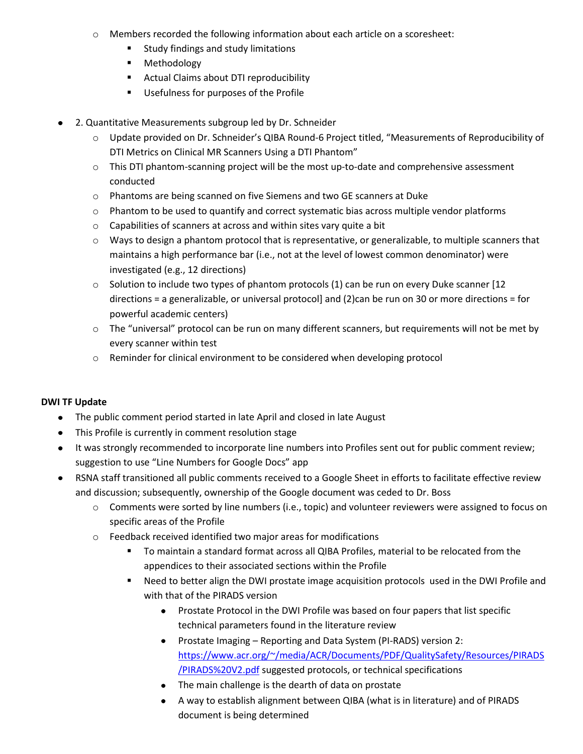- Members recorded the following information about each article on a scoresheet:
    - Study findings and study limitations
    - Methodology
    - Actual Claims about DTI reproducibility
    - Usefulness for purposes of the Profile

- 2. Quantitative Measurements subgroup led by Dr. Schneider
  - Update provided on Dr. Schneider's QIBA Round-6 Project titled, "Measurements of Reproducibility of DTI Metrics on Clinical MR Scanners Using a DTI Phantom"
  - This DTI phantom-scanning project will be the most up-to-date and comprehensive assessment conducted
  - Phantoms are being scanned on five Siemens and two GE scanners at Duke
  - Phantom to be used to quantify and correct systematic bias across multiple vendor platforms
  - Capabilities of scanners at across and within sites vary quite a bit
  - Ways to design a phantom protocol that is representative, or generalizable, to multiple scanners that maintains a high performance bar (i.e., not at the level of lowest common denominator) were investigated (e.g., 12 directions)
  - Solution to include two types of phantom protocols (1) can be run on every Duke scanner [12 directions = a generalizable, or universal protocol] and (2)can be run on 30 or more directions = for powerful academic centers)
  - The "universal" protocol can be run on many different scanners, but requirements will not be met by every scanner within test
  - Reminder for clinical environment to be considered when developing protocol

**DWI TF Update**

- The public comment period started in late April and closed in late August
- This Profile is currently in comment resolution stage
- It was strongly recommended to incorporate line numbers into Profiles sent out for public comment review; suggestion to use "Line Numbers for Google Docs" app
- RSNA staff transitioned all public comments received to a Google Sheet in efforts to facilitate effective review and discussion; subsequently, ownership of the Google document was ceded to Dr. Boss
  - Comments were sorted by line numbers (i.e., topic) and volunteer reviewers were assigned to focus on specific areas of the Profile
  - Feedback received identified two major areas for modifications
    - To maintain a standard format across all QIBA Profiles, material to be relocated from the appendices to their associated sections within the Profile
    - Need to better align the DWI prostate image acquisition protocols used in the DWI Profile and with that of the PIRADS version
      - Prostate Protocol in the DWI Profile was based on four papers that list specific technical parameters found in the literature review
      - Prostate Imaging – Reporting and Data System (PI-RADS) version 2: https://www.acr.org/~/media/ACR/Documents/PDF/QualitySafety/Resources/PIRADS/PIRADS%20V2.pdf suggested protocols, or technical specifications
      - The main challenge is the dearth of data on prostate
      - A way to establish alignment between QIBA (what is in literature) and of PIRADS document is being determined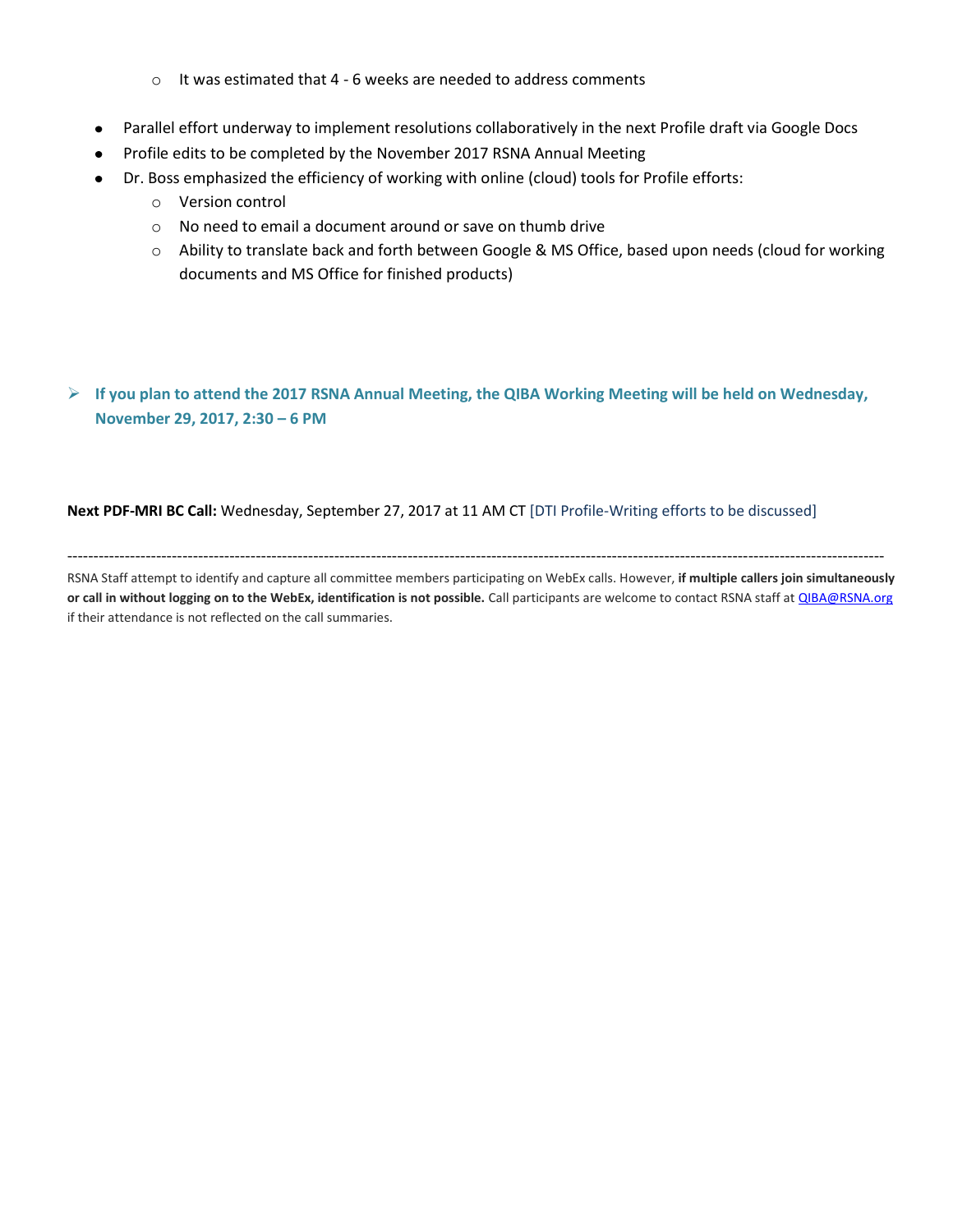- It was estimated that 4 - 6 weeks are needed to address comments

- Parallel effort underway to implement resolutions collaboratively in the next Profile draft via Google Docs
- Profile edits to be completed by the November 2017 RSNA Annual Meeting
- Dr. Boss emphasized the efficiency of working with online (cloud) tools for Profile efforts:
    - Version control
    - No need to email a document around or save on thumb drive
    - Ability to translate back and forth between Google & MS Office, based upon needs (cloud for working documents and MS Office for finished products)

- **If you plan to attend the 2017 RSNA Annual Meeting, the QIBA Working Meeting will be held on Wednesday, November 29, 2017, 2:30 – 6 PM**

**Next PDF-MRI BC Call:** Wednesday, September 27, 2017 at 11 AM CT [DTI Profile-Writing efforts to be discussed]

---

RSNA Staff attempt to identify and capture all committee members participating on WebEx calls. However, **if multiple callers join simultaneously or call in without logging on to the WebEx, identification is not possible.** Call participants are welcome to contact RSNA staff at QIBA@RSNA.org if their attendance is not reflected on the call summaries.